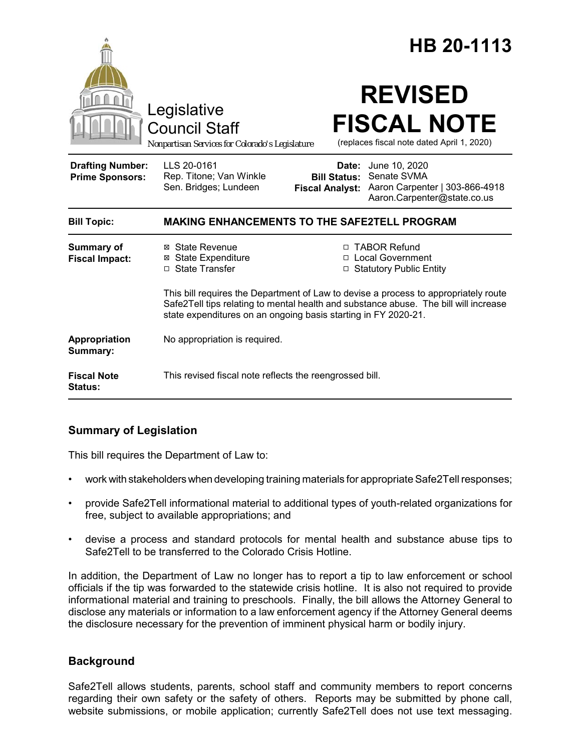# HB 20-1113

Legislative Council Staff

*Nonpartisan Services for Colorado's Legislature*

# REVISED FISCAL NOTE

(replaces fiscal note dated April 1, 2020)

| | | | |
|---|---|---|---|
| **Drafting Number:** | LLS 20-0161 | **Date:** | June 10, 2020 |
| **Prime Sponsors:** | Rep. Titone; Van Winkle<br>Sen. Bridges; Lundeen | **Bill Status:** | Senate SVMA |
| | | **Fiscal Analyst:** | Aaron Carpenter \| 303-866-4918<br>Aaron.Carpenter@state.co.us |

| | |
|---|---|
| **Bill Topic:** | **MAKING ENHANCEMENTS TO THE SAFE2TELL PROGRAM** |

**Summary of Fiscal Impact:**

- ☒ State Revenue
- ☒ State Expenditure
- ☐ State Transfer
- ☐ TABOR Refund
- ☐ Local Government
- ☐ Statutory Public Entity

This bill requires the Department of Law to devise a process to appropriately route Safe2Tell tips relating to mental health and substance abuse. The bill will increase state expenditures on an ongoing basis starting in FY 2020-21.

**Appropriation Summary:** No appropriation is required.

**Fiscal Note Status:** This revised fiscal note reflects the reengrossed bill.

## Summary of Legislation

This bill requires the Department of Law to:

- work with stakeholders when developing training materials for appropriate Safe2Tell responses;
- provide Safe2Tell informational material to additional types of youth-related organizations for free, subject to available appropriations; and
- devise a process and standard protocols for mental health and substance abuse tips to Safe2Tell to be transferred to the Colorado Crisis Hotline.

In addition, the Department of Law no longer has to report a tip to law enforcement or school officials if the tip was forwarded to the statewide crisis hotline. It is also not required to provide informational material and training to preschools. Finally, the bill allows the Attorney General to disclose any materials or information to a law enforcement agency if the Attorney General deems the disclosure necessary for the prevention of imminent physical harm or bodily injury.

## Background

Safe2Tell allows students, parents, school staff and community members to report concerns regarding their own safety or the safety of others. Reports may be submitted by phone call, website submissions, or mobile application; currently Safe2Tell does not use text messaging.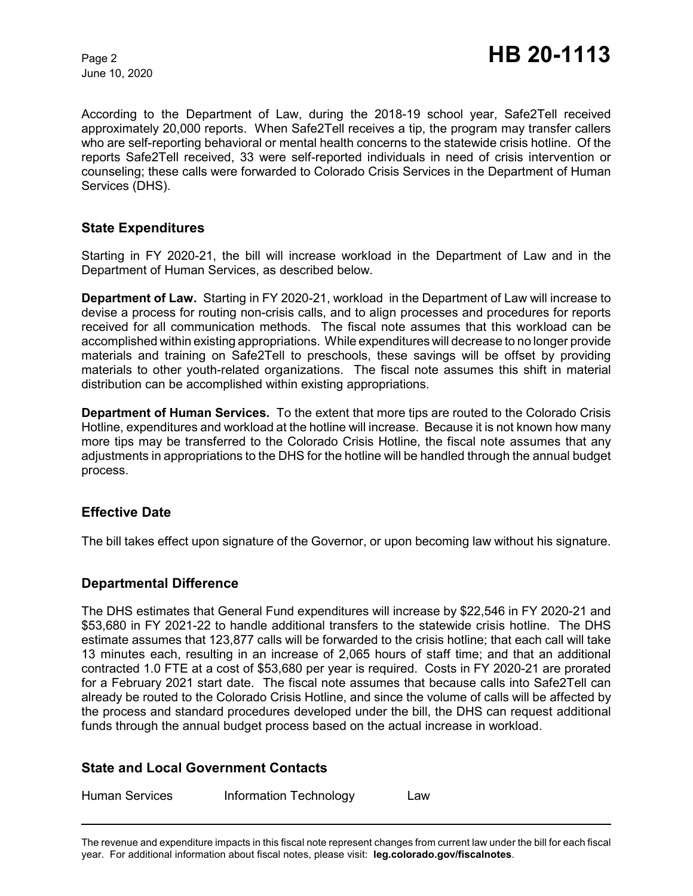According to the Department of Law, during the 2018-19 school year, Safe2Tell received approximately 20,000 reports. When Safe2Tell receives a tip, the program may transfer callers who are self-reporting behavioral or mental health concerns to the statewide crisis hotline. Of the reports Safe2Tell received, 33 were self-reported individuals in need of crisis intervention or counseling; these calls were forwarded to Colorado Crisis Services in the Department of Human Services (DHS).

## State Expenditures

Starting in FY 2020-21, the bill will increase workload in the Department of Law and in the Department of Human Services, as described below.

**Department of Law.** Starting in FY 2020-21, workload in the Department of Law will increase to devise a process for routing non-crisis calls, and to align processes and procedures for reports received for all communication methods. The fiscal note assumes that this workload can be accomplished within existing appropriations. While expenditures will decrease to no longer provide materials and training on Safe2Tell to preschools, these savings will be offset by providing materials to other youth-related organizations. The fiscal note assumes this shift in material distribution can be accomplished within existing appropriations.

**Department of Human Services.** To the extent that more tips are routed to the Colorado Crisis Hotline, expenditures and workload at the hotline will increase. Because it is not known how many more tips may be transferred to the Colorado Crisis Hotline, the fiscal note assumes that any adjustments in appropriations to the DHS for the hotline will be handled through the annual budget process.

## Effective Date

The bill takes effect upon signature of the Governor, or upon becoming law without his signature.

## Departmental Difference

The DHS estimates that General Fund expenditures will increase by $22,546 in FY 2020-21 and $53,680 in FY 2021-22 to handle additional transfers to the statewide crisis hotline. The DHS estimate assumes that 123,877 calls will be forwarded to the crisis hotline; that each call will take 13 minutes each, resulting in an increase of 2,065 hours of staff time; and that an additional contracted 1.0 FTE at a cost of $53,680 per year is required. Costs in FY 2020-21 are prorated for a February 2021 start date. The fiscal note assumes that because calls into Safe2Tell can already be routed to the Colorado Crisis Hotline, and since the volume of calls will be affected by the process and standard procedures developed under the bill, the DHS can request additional funds through the annual budget process based on the actual increase in workload.

## State and Local Government Contacts

Human Services &emsp; Information Technology &emsp; Law

The revenue and expenditure impacts in this fiscal note represent changes from current law under the bill for each fiscal year. For additional information about fiscal notes, please visit: **leg.colorado.gov/fiscalnotes**.